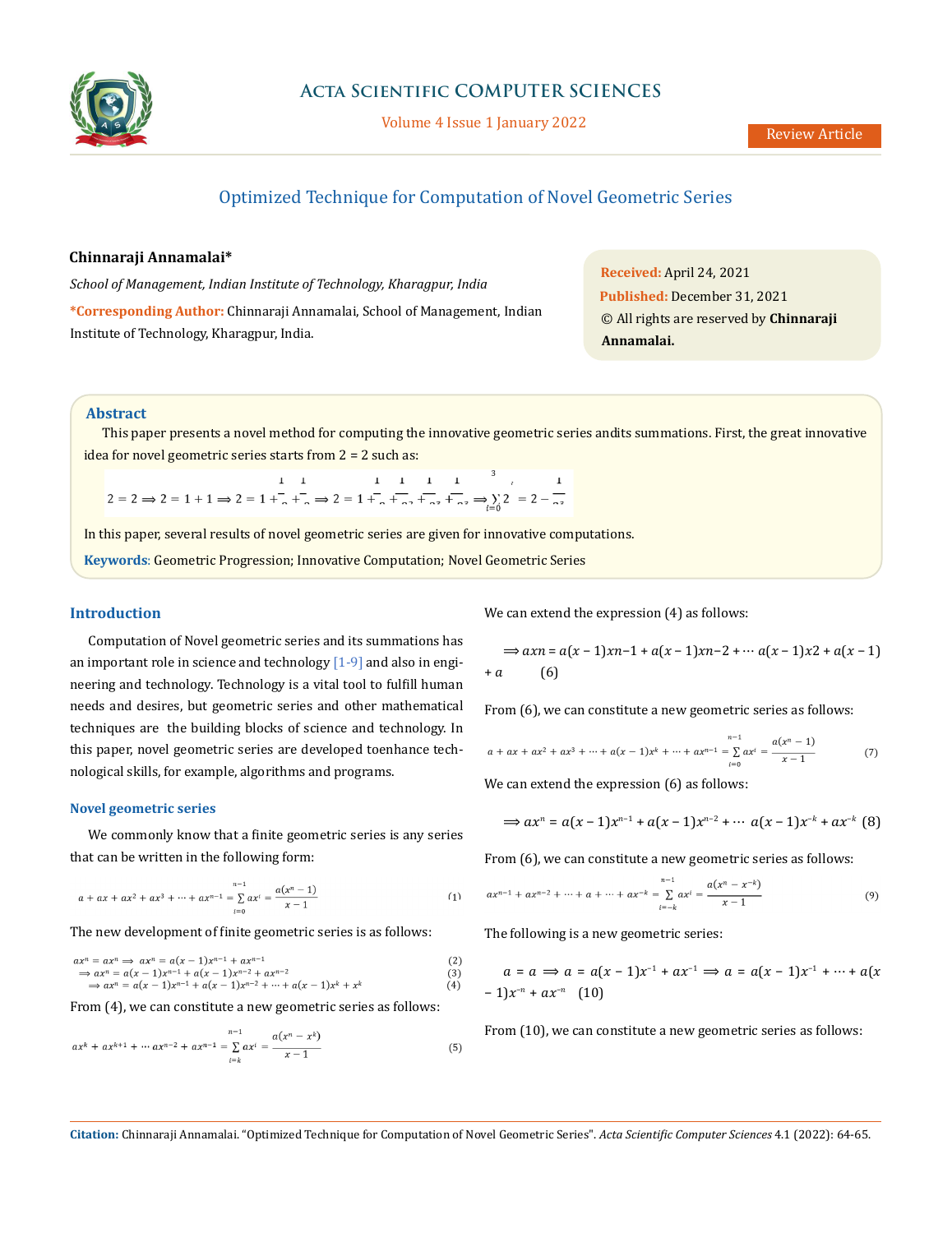# Optimized Technique for Computation of Novel Geometric Series

**Chinnaraji Annamalai***

*School of Management, Indian Institute of Technology, Kharagpur, India*

***Corresponding Author:** Chinnaraji Annamalai, School of Management, Indian Institute of Technology, Kharagpur, India.

**Received:** April 24, 2021
**Published:** December 31, 2021
© All rights are reserved by **Chinnaraji Annamalai.**

## Abstract

This paper presents a novel method for computing the innovative geometric series andits summations. First, the great innovative idea for novel geometric series starts from 2 = 2 such as:

$$2 = 2 \Longrightarrow 2 = 1 + 1 \Longrightarrow 2 = 1 + \frac{1}{2} + \frac{1}{2} \Longrightarrow 2 = 1 + \frac{1}{2} + \frac{1}{2^2} + \frac{1}{2^3} + \frac{1}{2^3} \Longrightarrow \sum_{i=0}^{3} \frac{1}{2^i} = 2 - \frac{1}{2^3}$$

In this paper, several results of novel geometric series are given for innovative computations.

**Keywords**: Geometric Progression; Innovative Computation; Novel Geometric Series

## Introduction

Computation of Novel geometric series and its summations has an important role in science and technology [1-9] and also in engineering and technology. Technology is a vital tool to fulfill human needs and desires, but geometric series and other mathematical techniques are the building blocks of science and technology. In this paper, novel geometric series are developed toenhance technological skills, for example, algorithms and programs.

### Novel geometric series

We commonly know that a finite geometric series is any series that can be written in the following form:

$$a + ax + ax^2 + ax^3 + \cdots + ax^{n-1} = \sum_{i=0}^{n-1} ax^i = \frac{a(x^n - 1)}{x - 1} \quad (1)$$

The new development of finite geometric series is as follows:

$$ax^n = ax^n \Longrightarrow ax^n = a(x-1)x^{n-1} + ax^{n-1} \quad (2)$$
$$\Longrightarrow ax^n = a(x-1)x^{n-1} + a(x-1)x^{n-2} + ax^{n-2} \quad (3)$$
$$\Longrightarrow ax^n = a(x-1)x^{n-1} + a(x-1)x^{n-2} + \cdots + a(x-1)x^k + x^k \quad (4)$$

From (4), we can constitute a new geometric series as follows:

$$ax^k + ax^{k+1} + \cdots ax^{n-2} + ax^{n-1} = \sum_{i=k}^{n-1} ax^i = \frac{a(x^n - x^k)}{x - 1} \quad (5)$$

We can extend the expression (4) as follows:

$$\Longrightarrow axn = a(x-1)xn{-}1 + a(x-1)xn{-}2 + \cdots a(x-1)x2 + a(x-1) + a \quad (6)$$

From (6), we can constitute a new geometric series as follows:

$$a + ax + ax^2 + ax^3 + \cdots + a(x-1)x^k + \cdots + ax^{n-1} = \sum_{i=0}^{n-1} ax^i = \frac{a(x^n - 1)}{x - 1} \quad (7)$$

We can extend the expression (6) as follows:

$$\Longrightarrow ax^n = a(x-1)x^{n-1} + a(x-1)x^{n-2} + \cdots a(x-1)x^{-k} + ax^{-k} \quad (8)$$

From (6), we can constitute a new geometric series as follows:

$$ax^{n-1} + ax^{n-2} + \cdots + a + \cdots + ax^{-k} = \sum_{i=-k}^{n-1} ax^i = \frac{a(x^n - x^{-k})}{x - 1} \quad (9)$$

The following is a new geometric series:

$$a = a \Longrightarrow a = a(x-1)x^{-1} + ax^{-1} \Longrightarrow a = a(x-1)x^{-1} + \cdots + a(x-1)x^{-n} + ax^{-n} \quad (10)$$

From (10), we can constitute a new geometric series as follows: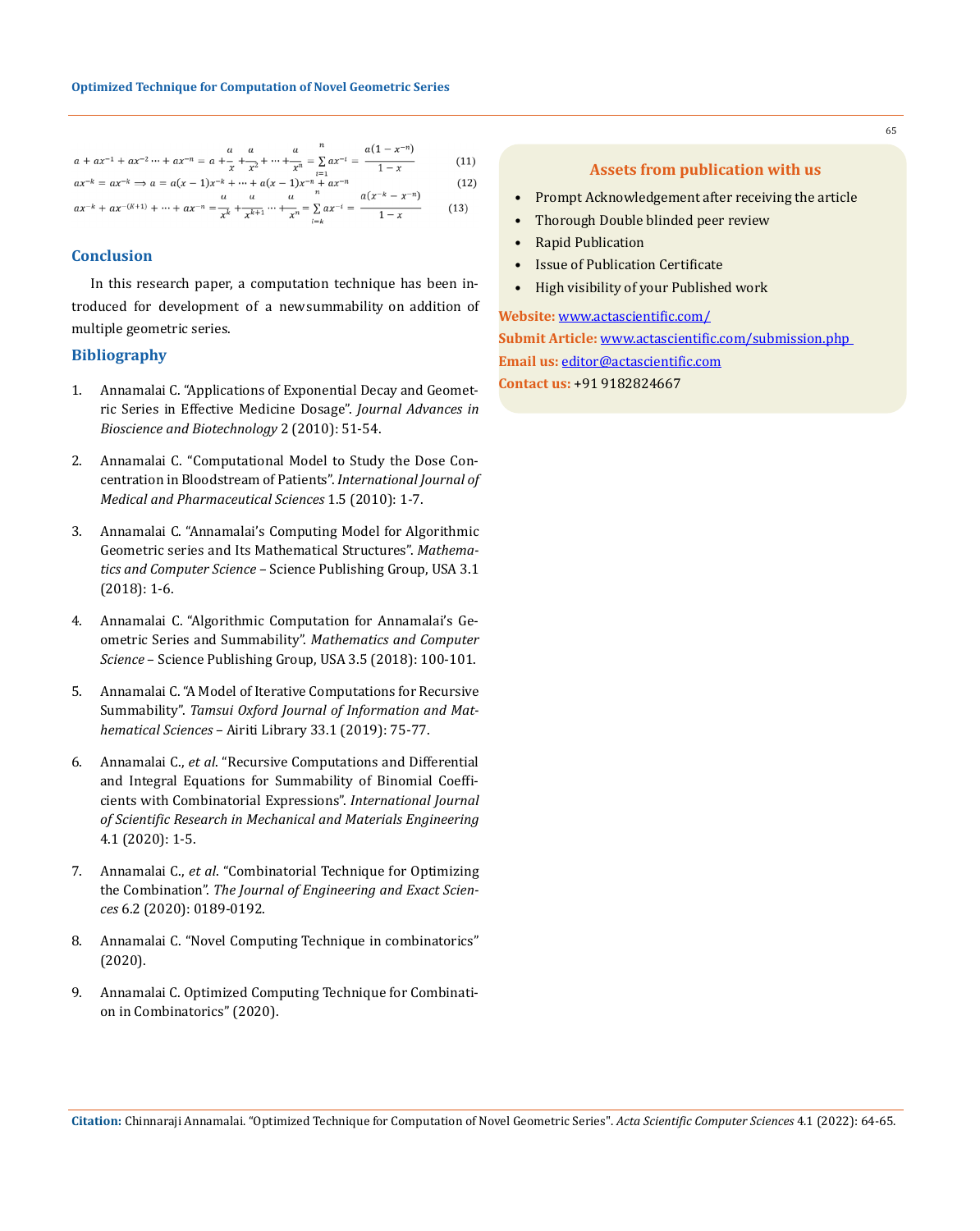$$a + ax^{-1} + ax^{-2} \cdots + ax^{-n} = a + \frac{a}{x} + \frac{a}{x^2} + \cdots + \frac{a}{x^n} = \sum_{i=1}^{n} ax^{-i} = \frac{a(1 - x^{-n})}{1 - x} \quad (11)$$

$$ax^{-k} = ax^{-k} \Rightarrow a = a(x-1)x^{-k} + \cdots + a(x-1)x^{-n} + ax^{-n} \quad (12)$$

$$ax^{-k} + ax^{-(K+1)} + \cdots + ax^{-n} = \frac{a}{x^k} + \frac{a}{x^{k+1}} \cdots + \frac{a}{x^n} = \sum_{i=k}^{n} ax^{-i} = \frac{a(x^{-k} - x^{-n})}{1 - x} \quad (13)$$

## Conclusion

In this research paper, a computation technique has been introduced for development of a newsummability on addition of multiple geometric series.

## Bibliography

1. Annamalai C. "Applications of Exponential Decay and Geometric Series in Effective Medicine Dosage". *Journal Advances in Bioscience and Biotechnology* 2 (2010): 51-54.
2. Annamalai C. "Computational Model to Study the Dose Concentration in Bloodstream of Patients". *International Journal of Medical and Pharmaceutical Sciences* 1.5 (2010): 1-7.
3. Annamalai C. "Annamalai's Computing Model for Algorithmic Geometric series and Its Mathematical Structures". *Mathematics and Computer Science* – Science Publishing Group, USA 3.1 (2018): 1-6.
4. Annamalai C. "Algorithmic Computation for Annamalai's Geometric Series and Summability". *Mathematics and Computer Science* – Science Publishing Group, USA 3.5 (2018): 100-101.
5. Annamalai C. "A Model of Iterative Computations for Recursive Summability". *Tamsui Oxford Journal of Information and Mathematical Sciences* – Airiti Library 33.1 (2019): 75-77.
6. Annamalai C., *et al*. "Recursive Computations and Differential and Integral Equations for Summability of Binomial Coefficients with Combinatorial Expressions". *International Journal of Scientific Research in Mechanical and Materials Engineering* 4.1 (2020): 1-5.
7. Annamalai C., *et al*. "Combinatorial Technique for Optimizing the Combination". *The Journal of Engineering and Exact Sciences* 6.2 (2020): 0189-0192.
8. Annamalai C. "Novel Computing Technique in combinatorics" (2020).
9. Annamalai C. Optimized Computing Technique for Combination in Combinatorics" (2020).

### Assets from publication with us

- Prompt Acknowledgement after receiving the article
- Thorough Double blinded peer review
- Rapid Publication
- Issue of Publication Certificate
- High visibility of your Published work

**Website:** www.actascientific.com/

**Submit Article:** www.actascientific.com/submission.php

**Email us:** editor@actascientific.com

**Contact us:** +91 9182824667